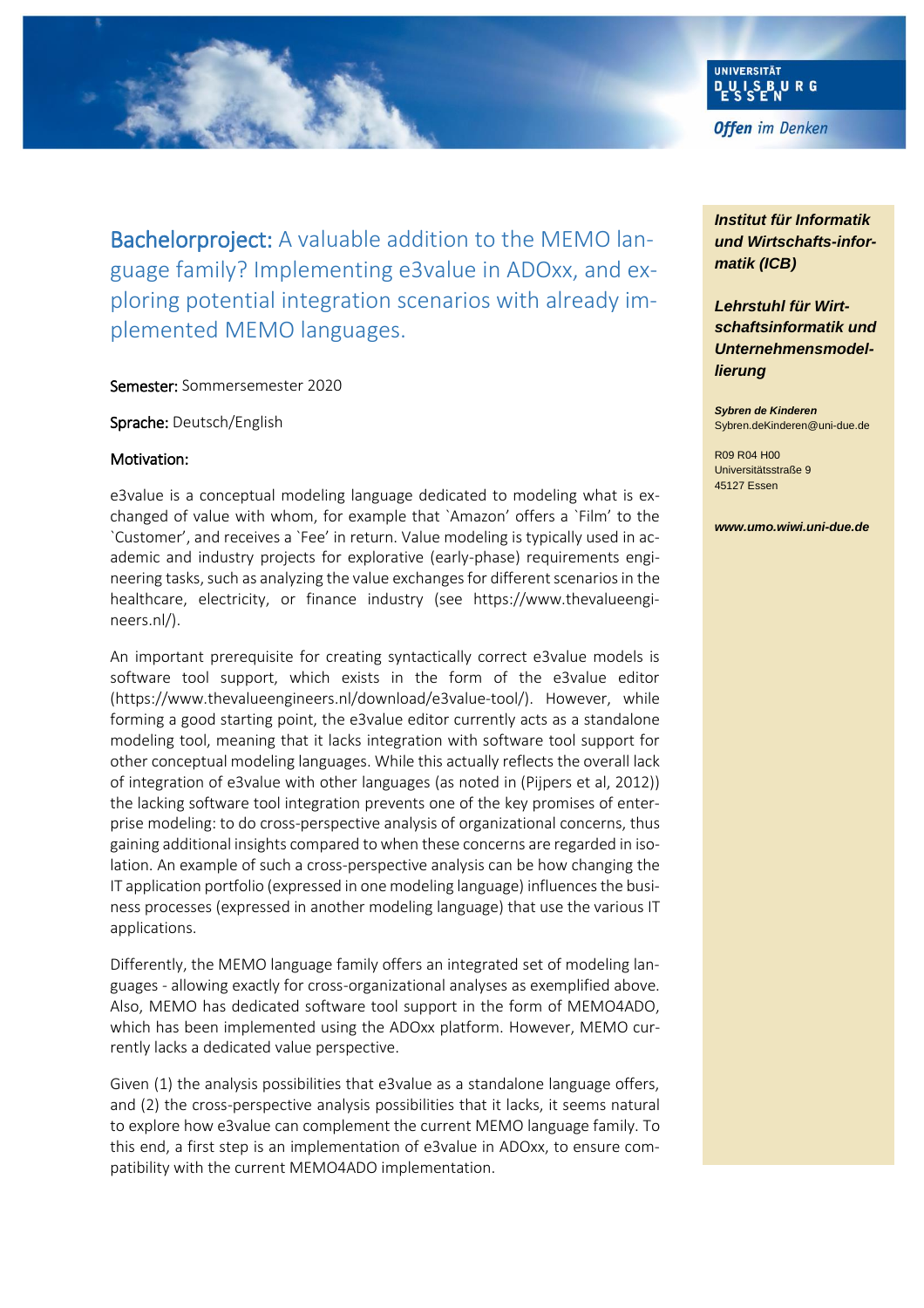# Bachelorproject: A valuable addition to the MEMO language family? Implementing e3value in ADOxx, and exploring potential integration scenarios with already implemented MEMO languages.

Semester: Sommersemester 2020

Sprache: Deutsch/English

**Motivation:**

e3value is a conceptual modeling language dedicated to modeling what is exchanged of value with whom, for example that `Amazon' offers a `Film' to the `Customer', and receives a `Fee' in return. Value modeling is typically used in academic and industry projects for explorative (early-phase) requirements engineering tasks, such as analyzing the value exchanges for different scenarios in the healthcare, electricity, or finance industry (see https://www.thevalueengineers.nl/).

An important prerequisite for creating syntactically correct e3value models is software tool support, which exists in the form of the e3value editor (https://www.thevalueengineers.nl/download/e3value-tool/). However, while forming a good starting point, the e3value editor currently acts as a standalone modeling tool, meaning that it lacks integration with software tool support for other conceptual modeling languages. While this actually reflects the overall lack of integration of e3value with other languages (as noted in (Pijpers et al, 2012)) the lacking software tool integration prevents one of the key promises of enterprise modeling: to do cross-perspective analysis of organizational concerns, thus gaining additional insights compared to when these concerns are regarded in isolation. An example of such a cross-perspective analysis can be how changing the IT application portfolio (expressed in one modeling language) influences the business processes (expressed in another modeling language) that use the various IT applications.

Differently, the MEMO language family offers an integrated set of modeling languages - allowing exactly for cross-organizational analyses as exemplified above. Also, MEMO has dedicated software tool support in the form of MEMO4ADO, which has been implemented using the ADOxx platform. However, MEMO currently lacks a dedicated value perspective.

Given (1) the analysis possibilities that e3value as a standalone language offers, and (2) the cross-perspective analysis possibilities that it lacks, it seems natural to explore how e3value can complement the current MEMO language family. To this end, a first step is an implementation of e3value in ADOxx, to ensure compatibility with the current MEMO4ADO implementation.

***Institut für Informatik und Wirtschafts-informatik (ICB)***

***Lehrstuhl für Wirtschaftsinformatik und Unternehmensmodellierung***

***Sybren de Kinderen***
Sybren.deKinderen@uni-due.de

R09 R04 H00
Universitätsstraße 9
45127 Essen

***www.umo.wiwi.uni-due.de***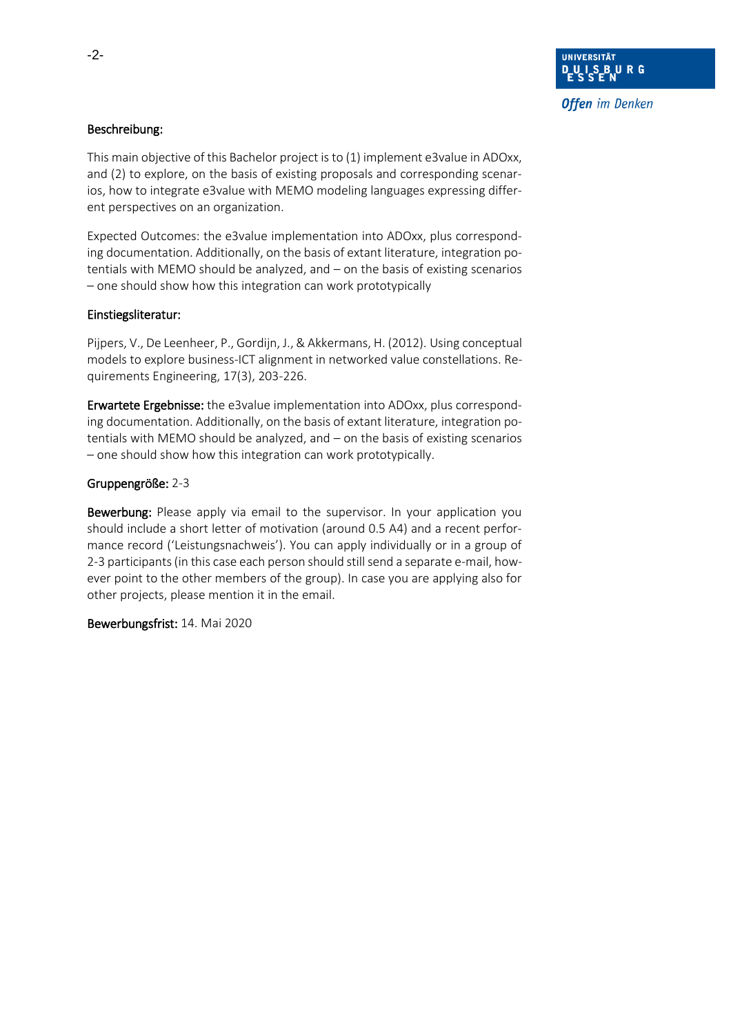Beschreibung:

This main objective of this Bachelor project is to (1) implement e3value in ADOxx, and (2) to explore, on the basis of existing proposals and corresponding scenarios, how to integrate e3value with MEMO modeling languages expressing different perspectives on an organization.

Expected Outcomes: the e3value implementation into ADOxx, plus corresponding documentation. Additionally, on the basis of extant literature, integration potentials with MEMO should be analyzed, and – on the basis of existing scenarios – one should show how this integration can work prototypically

Einstiegsliteratur:

Pijpers, V., De Leenheer, P., Gordijn, J., & Akkermans, H. (2012). Using conceptual models to explore business-ICT alignment in networked value constellations. Requirements Engineering, 17(3), 203-226.

**Erwartete Ergebnisse:** the e3value implementation into ADOxx, plus corresponding documentation. Additionally, on the basis of extant literature, integration potentials with MEMO should be analyzed, and – on the basis of existing scenarios – one should show how this integration can work prototypically.

**Gruppengröße:** 2-3

**Bewerbung:** Please apply via email to the supervisor. In your application you should include a short letter of motivation (around 0.5 A4) and a recent performance record ('Leistungsnachweis'). You can apply individually or in a group of 2-3 participants (in this case each person should still send a separate e-mail, however point to the other members of the group). In case you are applying also for other projects, please mention it in the email.

**Bewerbungsfrist:** 14. Mai 2020